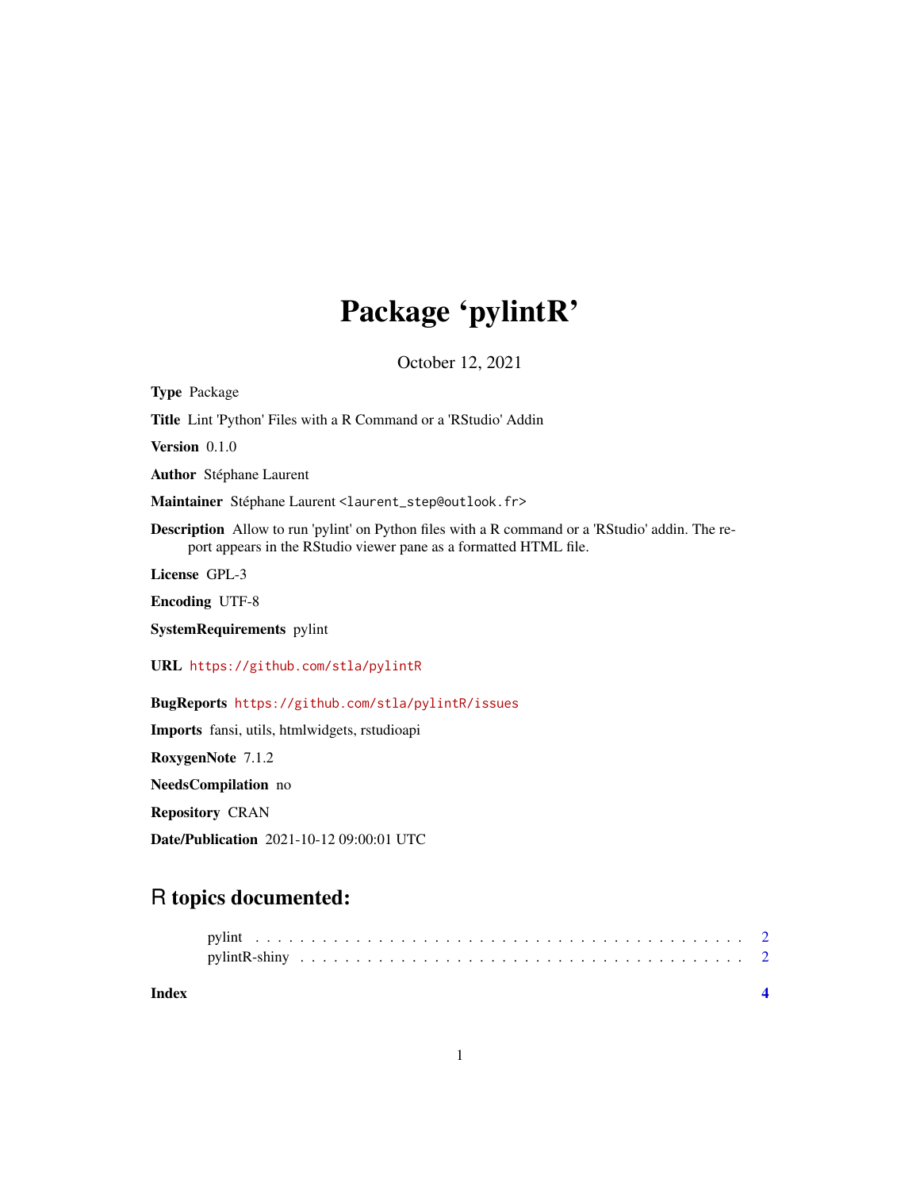# Package 'pylintR'

October 12, 2021

**Type** Package

**Title** Lint 'Python' Files with a R Command or a 'RStudio' Addin

**Version** 0.1.0

**Author** Stéphane Laurent

**Maintainer** Stéphane Laurent <laurent_step@outlook.fr>

**Description** Allow to run 'pylint' on Python files with a R command or a 'RStudio' addin. The report appears in the RStudio viewer pane as a formatted HTML file.

**License** GPL-3

**Encoding** UTF-8

**SystemRequirements** pylint

**URL** https://github.com/stla/pylintR

**BugReports** https://github.com/stla/pylintR/issues

**Imports** fansi, utils, htmlwidgets, rstudioapi

**RoxygenNote** 7.1.2

**NeedsCompilation** no

**Repository** CRAN

**Date/Publication** 2021-10-12 09:00:01 UTC

## R topics documented:

pylint . . . . . . . . . . . . . . . . . . . . . . . . . . . . . . . . . . . . . . . . . . . . 2
pylintR-shiny . . . . . . . . . . . . . . . . . . . . . . . . . . . . . . . . . . . . . . . . 2

**Index** **4**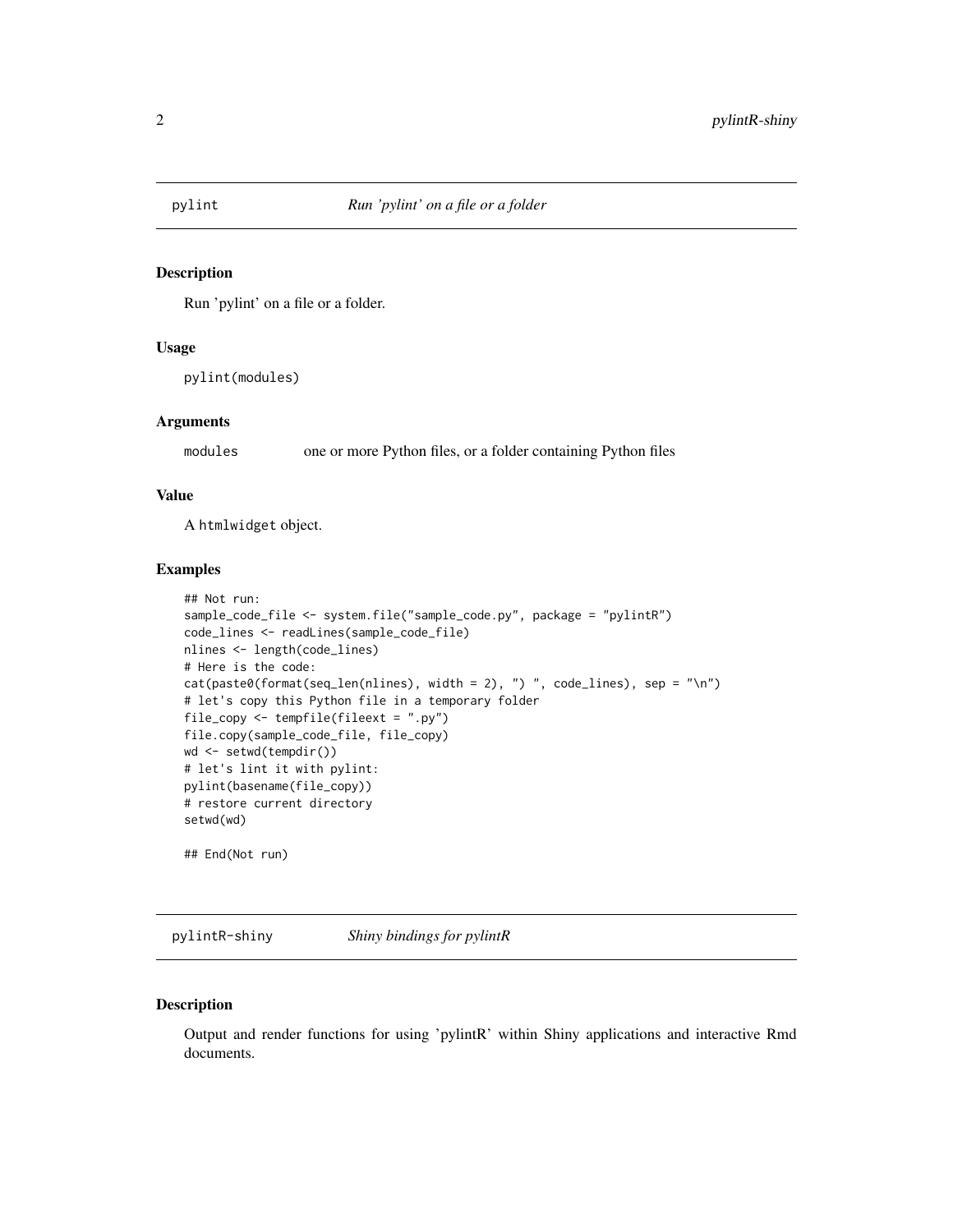## pylint — *Run 'pylint' on a file or a folder*

### Description

Run 'pylint' on a file or a folder.

### Usage

```
pylint(modules)
```

### Arguments

| | |
|---|---|
| `modules` | one or more Python files, or a folder containing Python files |

### Value

A `htmlwidget` object.

### Examples

```
## Not run:
sample_code_file <- system.file("sample_code.py", package = "pylintR")
code_lines <- readLines(sample_code_file)
nlines <- length(code_lines)
# Here is the code:
cat(paste0(format(seq_len(nlines), width = 2), ") ", code_lines), sep = "\n")
# let's copy this Python file in a temporary folder
file_copy <- tempfile(fileext = ".py")
file.copy(sample_code_file, file_copy)
wd <- setwd(tempdir())
# let's lint it with pylint:
pylint(basename(file_copy))
# restore current directory
setwd(wd)

## End(Not run)
```

## pylintR-shiny — *Shiny bindings for pylintR*

### Description

Output and render functions for using 'pylintR' within Shiny applications and interactive Rmd documents.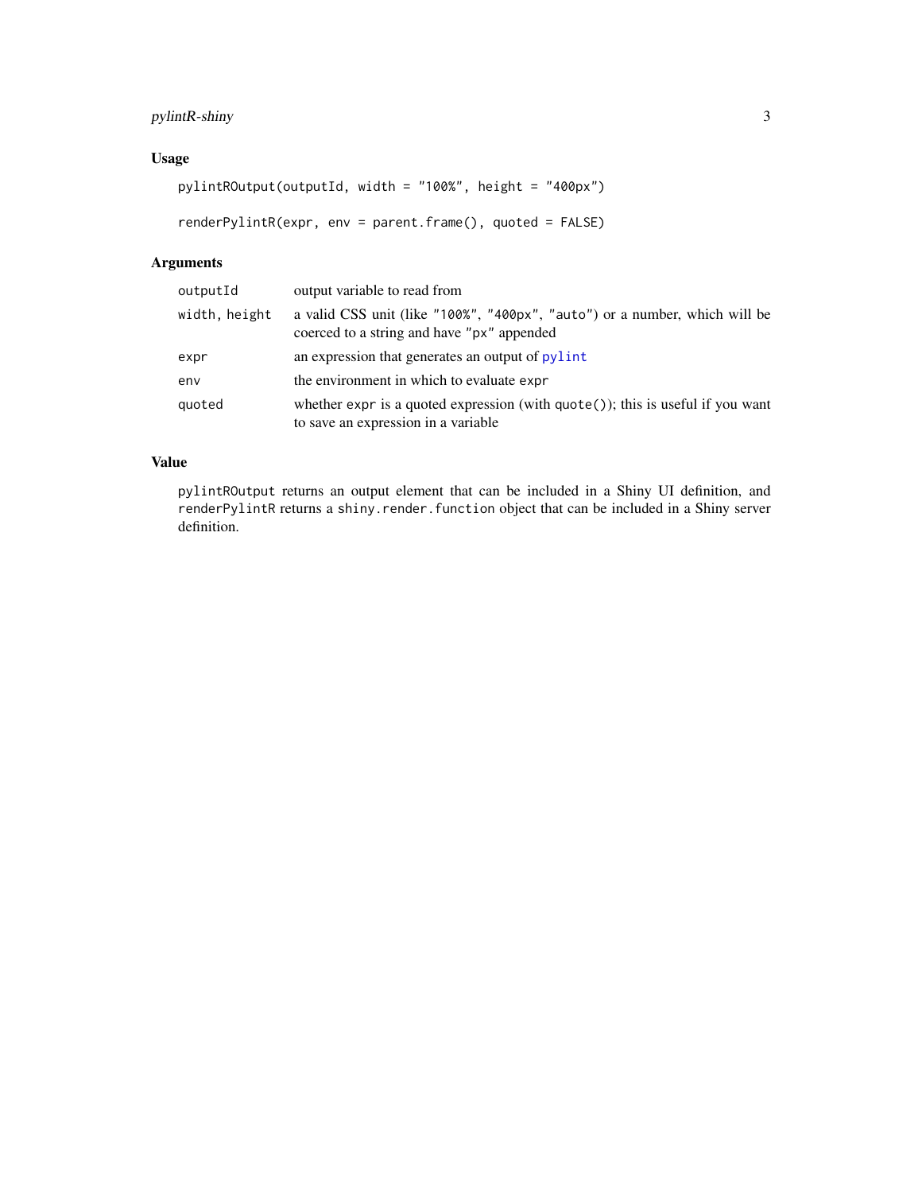## Usage

```
pylintROutput(outputId, width = "100%", height = "400px")

renderPylintR(expr, env = parent.frame(), quoted = FALSE)
```

## Arguments

| | |
|---|---|
| `outputId` | output variable to read from |
| `width, height` | a valid CSS unit (like `"100%"`, `"400px"`, `"auto"`) or a number, which will be coerced to a string and have `"px"` appended |
| `expr` | an expression that generates an output of `pylint` |
| `env` | the environment in which to evaluate `expr` |
| `quoted` | whether `expr` is a quoted expression (with `quote()`); this is useful if you want to save an expression in a variable |

## Value

`pylintROutput` returns an output element that can be included in a Shiny UI definition, and `renderPylintR` returns a `shiny.render.function` object that can be included in a Shiny server definition.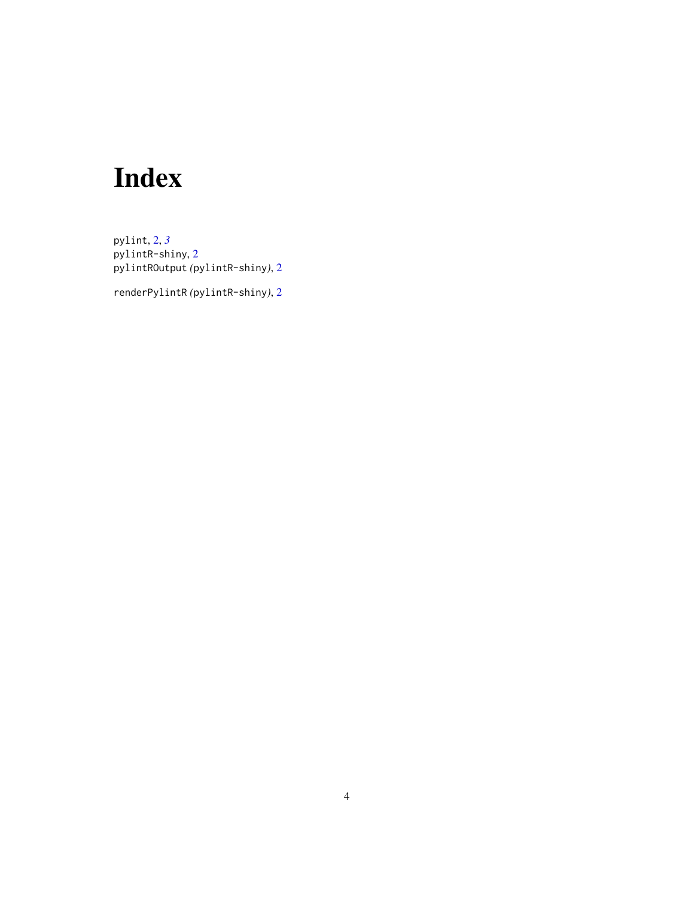# Index

pylint, 2, *3*
pylintR-shiny, 2
pylintROutput *(*pylintR-shiny*)*, 2

renderPylintR *(*pylintR-shiny*)*, 2